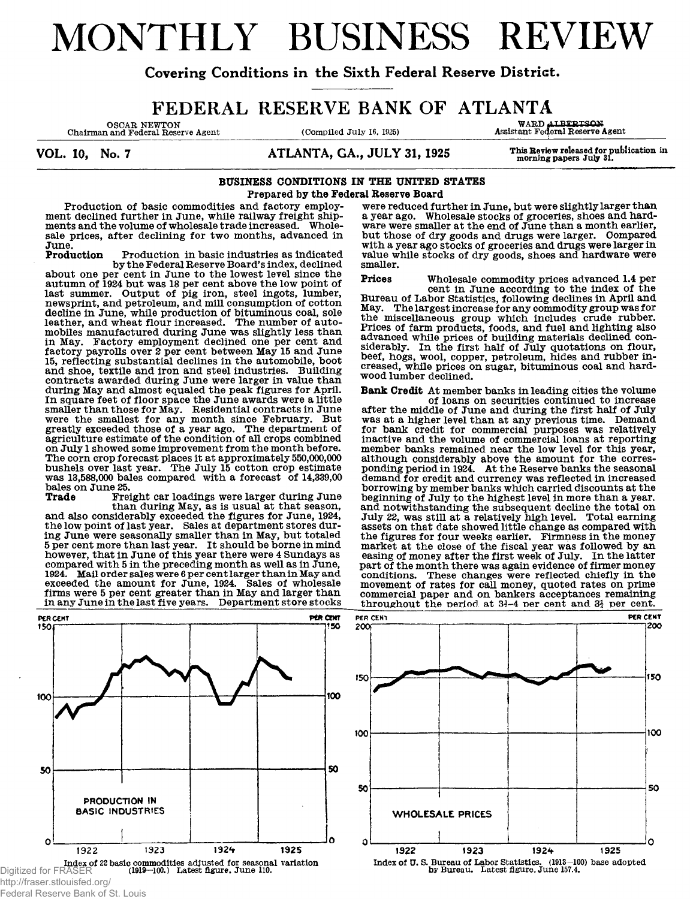# MONTHLY BUSINESS REVIEW

**Covering Conditions in the Sixth Federal Reserve District.**

## FEDERAL RESERVE BANK OF ATLANTA

OSCAR NEWTON
Chairman and Federal Reserve Agent

(Compiled July 16, 1925)

WARD ALBERTSON
Assistant Federal Reserve Agent

**VOL. 10, No. 7** **ATLANTA, GA., JULY 31, 1925**

This Review released for publication in morning papers July 31.

### BUSINESS CONDITIONS IN THE UNITED STATES

**Prepared by the Federal Reserve Board**

Production of basic commodities and factory employment declined further in June, while railway freight shipments and the volume of wholesale trade increased. Wholesale prices, after declining for two months, advanced in June.

**Production** Production in basic industries as indicated by the Federal Reserve Board's index, declined about one per cent in June to the lowest level since the autumn of 1924 but was 18 per cent above the low point of last summer. Output of pig iron, steel ingots, lumber, newsprint, and petroleum, and mill consumption of cotton decline in June, while production of bituminous coal, sole leather, and wheat flour increased. The number of automobiles manufactured during June was slightly less than in May. Factory employment declined one per cent and factory payrolls over 2 per cent between May 15 and June 15, reflecting substantial declines in the automobile, boot and shoe, textile and iron and steel industries. Building contracts awarded during June were larger in value than during May and almost equaled the peak figures for April. In square feet of floor space the June awards were a little smaller than those for May. Residential contracts in June were the smallest for any month since February. But greatly exceeded those of a year ago. The department of agriculture estimate of the condition of all crops combined on July 1 showed some improvement from the month before. The corn crop forecast places it at approximately 550,000,000 bushels over last year. The July 15 cotton crop estimate was 13,588,000 bales compared with a forecast of 14,339,00 bales on June 25.

**Trade** Freight car loadings were larger during June than during May, as is usual at that season, and also considerably exceeded the figures for June, 1924, the low point of last year. Sales at department stores during June were seasonally smaller than in May, but totaled 5 per cent more than last year. It should be borne in mind however, that in June of this year there were 4 Sundays as compared with 5 in the preceding month as well as in June, 1924. Mail order sales were 6 per cent larger than in May and exceeded the amount for June, 1924. Sales of wholesale firms were 5 per cent greater than in May and larger than in any June in the last five years. Department store stocks were reduced further in June, but were slightly larger than a year ago. Wholesale stocks of groceries, shoes and hardware were smaller at the end of June than a month earlier, but those of dry goods and drugs were larger. Compared with a year ago stocks of groceries and drugs were larger in value while stocks of dry goods, shoes and hardware were smaller.

**Prices** Wholesale commodity prices advanced 1.4 per cent in June according to the index of the Bureau of Labor Statistics, following declines in April and May. The largest increase for any commodity group was for the miscellaneous group which includes crude rubber. Prices of farm products, foods, and fuel and lighting also advanced while prices of building materials declined considerably. In the first half of July quotations on flour, beef, hogs, wool, copper, petroleum, hides and rubber increased, while prices on sugar, bituminous coal and hardwood lumber declined.

**Bank Credit** At member banks in leading cities the volume of loans on securities continued to increase after the middle of June and during the first half of July was at a higher level than at any previous time. Demand for bank credit for commercial purposes was relatively inactive and the volume of commercial loans at reporting member banks remained near the low level for this year, although considerably above the amount for the corresponding period in 1924. At the Reserve banks the seasonal demand for credit and currency was reflected in increased borrowing by member banks which carried discounts at the beginning of July to the highest level in more than a year. and notwithstanding the subsequent decline the total on July 22, was still at a relatively high level. Total earning assets on that date showed little change as compared with the figures for four weeks earlier. Firmness in the money market at the close of the fiscal year was followed by an easing of money after the first week of July. In the latter part of the month there was again evidence of firmer money conditions. These changes were reflected chiefly in the movement of rates for call money, quoted rates on prime commercial paper and on bankers acceptances remaining throughout the period at 3¾-4 per cent and 3¼ per cent.

PRODUCTION IN BASIC INDUSTRIES

Index of 22 basic commodities adjusted for seasonal variation (1919—100.) Latest figure, June 110.

WHOLESALE PRICES

Index of U. S. Bureau of Labor Statistics. (1913—100) base adopted by Bureau. Latest figure, June 157.4.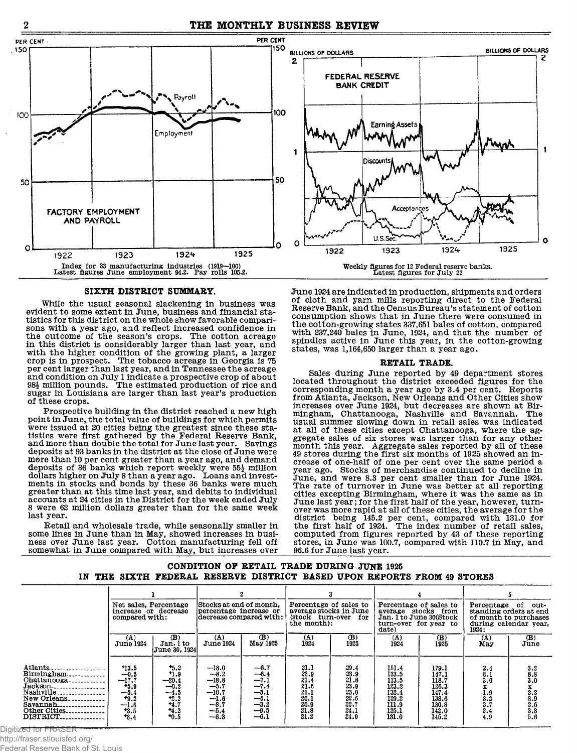FACTORY EMPLOYMENT AND PAYROLL

Index for 33 manufacturing industries (1919—100)
Latest figures June employment 94.2. Pay rolls 105.2.

FEDERAL RESERVE BANK CREDIT

Weekly figures for 12 Federal reserve banks.
Latest figures for July 22

## SIXTH DISTRICT SUMMARY.

While the usual seasonal slackening in business was evident to some extent in June, business and financial statistics for this district on the whole show favorable comparisons with a year ago, and reflect increased confidence in the outcome of the season's crops. The cotton acreage in this district is considerably larger than last year, and with the higher condition of the growing plant, a larger crop is in prospect. The tobacco acreage in Georgia is 75 per cent larger than last year, and in Tennessee the acreage and condition on July 1 indicate a prospective crop of about 98½ million pounds. The estimated production of rice and sugar in Louisiana are larger than last year's production of these crops.

Prospective building in the district reached a new high point in June, the total value of buildings for which permits were issued at 20 cities being the greatest since these statistics were first gathered by the Federal Reserve Bank, and more than double the total for June last year. Savings deposits at 93 banks in the district at the close of June were more than 10 per cent greater than a year ago, and demand deposits of 36 banks which report weekly were 55½ million dollars higher on July 8 than a year ago. Loans and investments in stocks and bonds by these 36 banks were much greater than at this time last year, and debits to individual accounts at 24 cities in the District for the week ended July 8 were 62 million dollars greater than for the same week last year.

Retail and wholesale trade, while seasonally smaller in some lines in June than in May, showed increases in business over June last year. Cotton manufacturing fell off somewhat in June compared with May, but increases over June 1924 are indicated in production, shipments and orders of cloth and yarn mills reporting direct to the Federal Reserve Bank, and the Census Bureau's statement of cotton consumption shows that in June there were consumed in the cotton-growing states 337,651 bales of cotton, compared with 237,240 bales in June, 1924, and that the number of spindles active in June this year, in the cotton-growing states, was 1,164,650 larger than a year ago.

## RETAIL TRADE.

Sales during June reported by 49 department stores located throughout the district exceeded figures for the corresponding month a year ago by 3.4 per cent. Reports from Atlanta, Jackson, New Orleans and Other Cities show increases over June 1924, but decreases are shown at Birmingham, Chattanooga, Nashville and Savannah. The usual summer slowing down in retail sales was indicated at all of these cities except Chattanooga, where the aggregate sales of six stores was larger than for any other month this year. Aggregate sales reported by all of these 49 stores during the first six months of 1925 showed an increase of one-half of one per cent over the same period a year ago. Stocks of merchandise continued to decline in June, and were 8.3 per cent smaller than for June 1924. The rate of turnover in June was better at all reporting cities excepting Birmingham, where it was the same as in June last year; for the first half of the year, however, turnover was more rapid at all of these cities, the average for the district being 145.2 per cent, compared with 131.0 for the first half of 1924. The index number of retail sales, computed from figures reported by 43 of these reporting stores, in June was 100.7, compared with 110.7 in May, and 96.6 for June last year.

### CONDITION OF RETAIL TRADE DURING JUNE 1925 IN THE SIXTH FEDERAL RESERVE DISTRICT BASED UPON REPORTS FROM 49 STORES

| | 1 | | 2 | | 3 | | 4 | | 5 | |
|---|---|---|---|---|---|---|---|---|---|---|
| | Net sales, Percentage increase or decrease compared with: | | Stocks at end of month, percentage increase or decrease compared with: | | Percentage of sales to average stocks in June (stock turn-over for the month): | | Percentage of sales to average stocks from Jan. 1 to June 30 (Stock turn-over for year to date) | | Percentage of outstanding orders at end of month to purchases during calendar year, 1924: | |
| | (A) June 1924 | (B) Jan. 1 to June 30, 1924 | (A) June 1924 | (B) May 1925 | (A) 1924 | (B) 1925 | (A) 1924 | (B) 1925 | (A) May | (B) June |
| Atlanta | +13.5 | +5.2 | —18.0 | —6.7 | 21.1 | 29.4 | 151.4 | 179.1 | 2.4 | 3.2 |
| Birmingham | —0.5 | +1.9 | —8.2 | —6.4 | 23.9 | 23.9 | 133.5 | 147.1 | 8.1 | 8.8 |
| Chattanooga | —17.7 | —20.4 | —18.8 | —7.1 | 21.4 | 21.8 | 113.5 | 118.7 | 3.0 | 3.0 |
| Jackson | +5.9 | —0.2 | —5.7 | —7.4 | 21.6 | 23.9 | 123.2 | 126.3 | x | x |
| Nashville | —5.4 | —4.5 | —10.7 | —3.1 | 21.1 | 23.0 | 132.4 | 147.4 | 1.9 | 2.2 |
| New Orleans | +9.2 | +2.2 | —1.6 | —5.1 | 20.1 | 22.6 | 129.2 | 138.6 | 8.2 | 8.9 |
| Savannah | —1.6 | +4.7 | —8.7 | —3.2 | 20.9 | 22.7 | 111.9 | 130.8 | 3.7 | 2.6 |
| Other Cities | +3.5 | +4.2 | —5.4 | —9.5 | 21.8 | 24.1 | 125.1 | 142.0 | 2.4 | 3.3 |
| DISTRICT | +3.4 | +0.5 | —8.3 | —6.1 | 21.2 | 24.0 | 131.0 | 145.2 | 4.9 | 5.6 |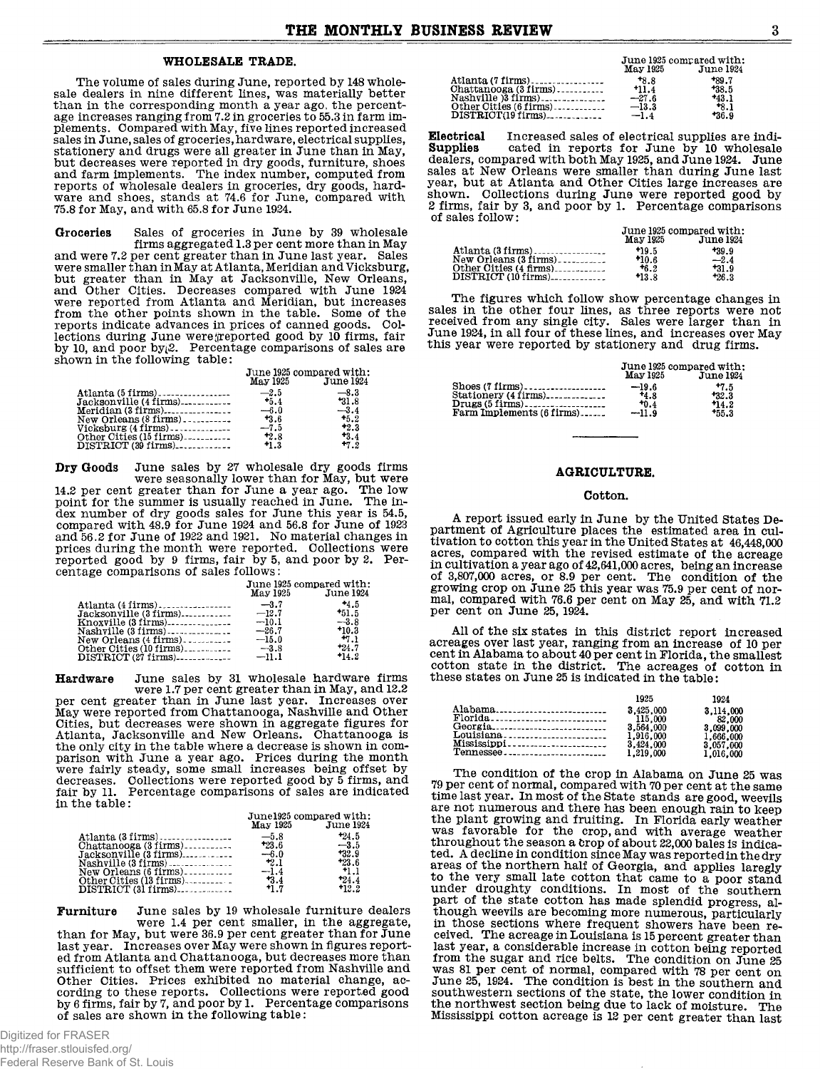## WHOLESALE TRADE.

The volume of sales during June, reported by 148 wholesale dealers in nine different lines, was materially better than in the corresponding month a year ago, the percentage increases ranging from 7.2 in groceries to 55.3 in farm implements. Compared with May, five lines reported increased sales in June, sales of groceries, hardware, electrical supplies, stationery and drugs were all greater in June than in May, but decreases were reported in dry goods, furniture, shoes and farm implements. The index number, computed from reports of wholesale dealers in groceries, dry goods, hardware and shoes, stands at 74.6 for June, compared with 75.8 for May, and with 65.8 for June 1924.

**Groceries** Sales of groceries in June by 39 wholesale firms aggregated 1.3 per cent more than in May and were 7.2 per cent greater than in June last year. Sales were smaller than in May at Atlanta, Meridian and Vicksburg, but greater than in May at Jacksonville, New Orleans, and Other Cities. Decreases compared with June 1924 were reported from Atlanta and Meridian, but increases from the other points shown in the table. Some of the reports indicate advances in prices of canned goods. Collections during June were reported good by 10 firms, fair by 10, and poor by 2. Percentage comparisons of sales are shown in the following table:

| | June 1925 compared with: | |
|---|---|---|
| | May 1925 | June 1924 |
| Atlanta (5 firms) | —2.5 | —8.3 |
| Jacksonville (4 firms) | +5.4 | +31.8 |
| Meridian (3 firms) | —6.0 | —3.4 |
| New Orleans (8 firms) | +3.6 | +5.2 |
| Vicksburg (4 firms) | —7.5 | +2.3 |
| Other Cities (15 firms) | +2.8 | +3.4 |
| DISTRICT (39 firms) | +1.3 | +7.2 |

**Dry Goods** June sales by 27 wholesale dry goods firms were seasonally lower than for May, but were 14.2 per cent greater than for June a year ago. The low point for the summer is usually reached in June. The index number of dry goods sales for June this year is 54.5, compared with 48.9 for June 1924 and 56.8 for June of 1923 and 56.2 for June of 1922 and 1921. No material changes in prices during the month were reported. Collections were reported good by 9 firms, fair by 5, and poor by 2. Percentage comparisons of sales follows:

| | June 1925 compared with: | |
|---|---|---|
| | May 1925 | June 1924 |
| Atlanta (4 firms) | —3.7 | +4.5 |
| Jacksonville (3 firms) | —12.7 | +51.5 |
| Knoxville (3 firms) | —10.1 | —3.8 |
| Nashville (3 firms) | —26.7 | +10.3 |
| New Orleans (4 firms) | —15.0 | +7.1 |
| Other Cities (10 firms) | —3.8 | +24.7 |
| DISTRICT (27 firms) | —11.1 | +14.2 |

**Hardware** June sales by 31 wholesale hardware firms were 1.7 per cent greater than in May, and 12.2 per cent greater than in June last year. Increases over May were reported from Chattanooga, Nashville and Other Cities, but decreases were shown in aggregate figures for Atlanta, Jacksonville and New Orleans. Chattanooga is the only city in the table where a decrease is shown in comparison with June a year ago. Prices during the month were fairly steady, some small increases being offset by decreases. Collections were reported good by 5 firms, and fair by 11. Percentage comparisons of sales are indicated in the table:

| | June 1925 compared with: | |
|---|---|---|
| | May 1925 | June 1924 |
| Atlanta (3 firms) | —5.8 | +24.5 |
| Chattanooga (3 firms) | +23.6 | —3.5 |
| Jacksonville (3 firms) | —6.0 | +32.9 |
| Nashville (3 firms) | +2.1 | +23.6 |
| New Orleans (6 firms) | —1.4 | +1.1 |
| Other Cities (13 firms) | +3.4 | +24.4 |
| DISTRICT (31 firms) | +1.7 | +12.2 |

**Furniture** June sales by 19 wholesale furniture dealers were 1.4 per cent smaller, in the aggregate, than for May, but were 36.9 per cent greater than for June last year. Increases over May were shown in figures reported from Atlanta and Chattanooga, but decreases more than sufficient to offset them were reported from Nashville and Other Cities. Prices exhibited no material change, according to these reports. Collections were reported good by 6 firms, fair by 7, and poor by 1. Percentage comparisons of sales are shown in the following table:

| | June 1925 compared with: | |
|---|---|---|
| | May 1925 | June 1924 |
| Atlanta (7 firms) | +8.8 | +39.7 |
| Chattanooga (3 firms) | +11.4 | +38.5 |
| Nashville (3 firms) | —27.6 | +43.1 |
| Other Cities (6 firms) | —13.3 | +8.1 |
| DISTRICT (19 firms) | —1.4 | +36.9 |

**Electrical Supplies** Increased sales of electrical supplies are indicated in reports for June by 10 wholesale dealers, compared with both May 1925, and June 1924. June sales at New Orleans were smaller than during June last year, but at Atlanta and Other Cities large increases are shown. Collections during June were reported good by 2 firms, fair by 3, and poor by 1. Percentage comparisons of sales follow:

| | June 1925 compared with: | |
|---|---|---|
| | May 1925 | June 1924 |
| Atlanta (3 firms) | +19.5 | +39.9 |
| New Orleans (3 firms) | +10.6 | —2.4 |
| Other Cities (4 firms) | +6.2 | +31.9 |
| DISTRICT (10 firms) | +13.8 | +26.3 |

The figures which follow show percentage changes in sales in the other four lines, as three reports were not received from any single city. Sales were larger than in June 1924, in all four of these lines, and increases over May this year were reported by stationery and drug firms.

| | June 1925 compared with: | |
|---|---|---|
| | May 1925 | June 1924 |
| Shoes (7 firms) | —19.6 | +7.5 |
| Stationery (4 firms) | +4.8 | +32.3 |
| Drugs (5 firms) | +0.4 | +14.2 |
| Farm Implements (6 firms) | —11.9 | +55.3 |

## AGRICULTURE.

### Cotton.

A report issued early in June by the United States Department of Agriculture places the estimated area in cultivation to cotton this year in the United States at 46,448,000 acres, compared with the revised estimate of the acreage in cultivation a year ago of 42,641,000 acres, being an increase of 3,807,000 acres, or 8.9 per cent. The condition of the growing crop on June 25 this year was 75.9 per cent of normal, compared with 76.6 per cent on May 25, and with 71.2 per cent on June 25, 1924.

All of the six states in this district report increased acreages over last year, ranging from an increase of 10 per cent in Alabama to about 40 per cent in Florida, the smallest cotton state in the district. The acreages of cotton in these states on June 25 is indicated in the table:

| | 1925 | 1924 |
|---|---|---|
| Alabama | 3,425,000 | 3,114,000 |
| Florida | 115,000 | 82,000 |
| Georgia | 3,564,000 | 3,099,000 |
| Louisiana | 1,916,000 | 1,666,000 |
| Mississippi | 3,424,000 | 3,057,000 |
| Tennessee | 1,219,000 | 1,016,000 |

The condition of the crop in Alabama on June 25 was 79 per cent of normal, compared with 70 per cent at the same time last year. In most of the State stands are good, weevils are not numerous and there has been enough rain to keep the plant growing and fruiting. In Florida early weather was favorable for the crop, and with average weather throughout the season a crop of about 22,000 bales is indicated. A decline in condition since May was reported in the dry areas of the northern half of Georgia, and applies laregly to the very small late cotton that came to a poor stand under droughty conditions. In most of the southern part of the state cotton has made splendid progress, although weevils are becoming more numerous, particularly in those sections where frequent showers have been received. The acreage in Louisiana is 15 percent greater than last year, a considerable increase in cotton being reported from the sugar and rice belts. The condition on June 25 was 81 per cent of normal, compared with 78 per cent on June 25, 1924. The condition is best in the southern and southwestern sections of the state, the lower condition in the northwest section being due to lack of moisture. The Mississippi cotton acreage is 12 per cent greater than last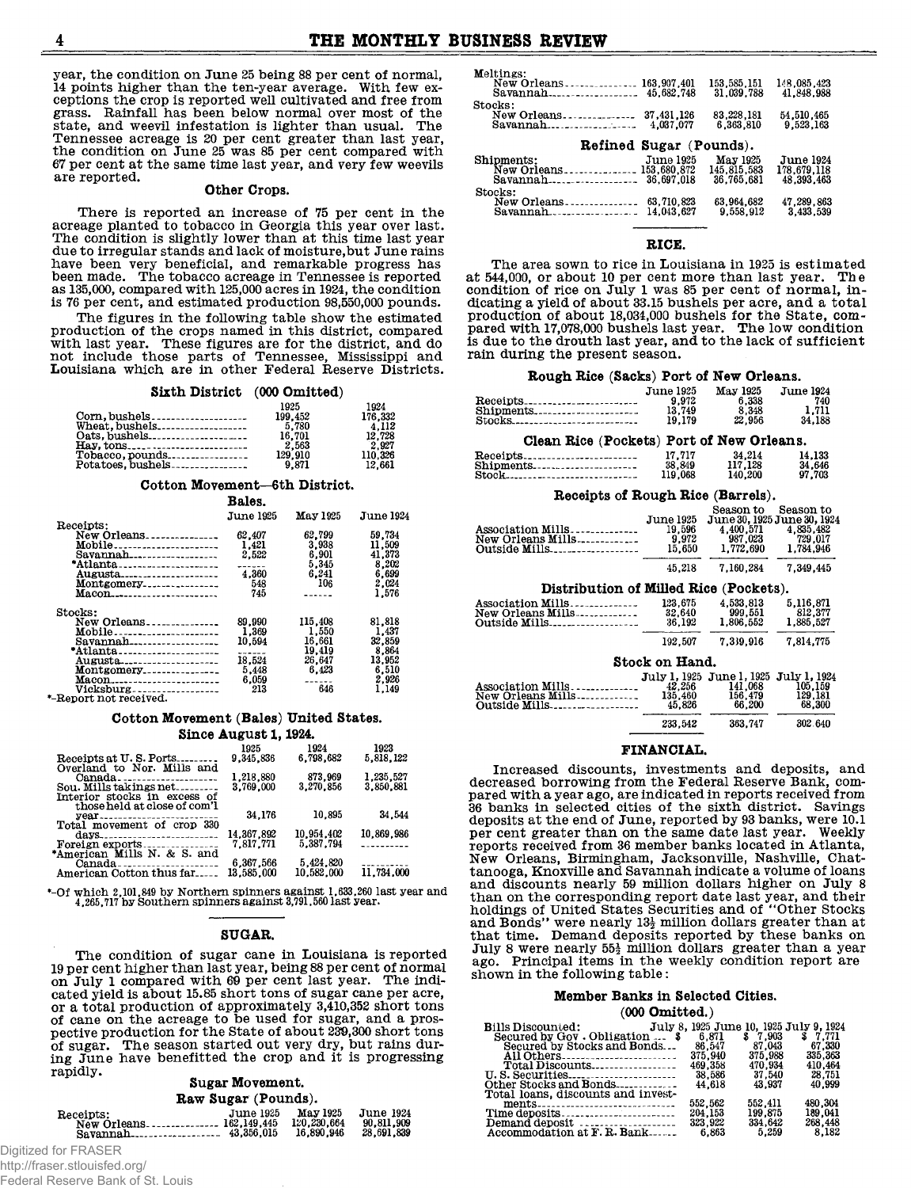year, the condition on June 25 being 88 per cent of normal, 14 points higher than the ten-year average. With few exceptions the crop is reported well cultivated and free from grass. Rainfall has been below normal over most of the state, and weevil infestation is lighter than usual. The Tennessee acreage is 20 per cent greater than last year, the condition on June 25 was 85 per cent compared with 67 per cent at the same time last year, and very few weevils are reported.

### Other Crops.

There is reported an increase of 75 per cent in the acreage planted to tobacco in Georgia this year over last. The condition is slightly lower than at this time last year due to irregular stands and lack of moisture, but June rains have been very beneficial, and remarkable progress has been made. The tobacco acreage in Tennessee is reported as 135,000, compared with 125,000 acres in 1924, the condition is 76 per cent, and estimated production 98,550,000 pounds.

The figures in the following table show the estimated production of the crops named in this district, compared with last year. These figures are for the district, and do not include those parts of Tennessee, Mississippi and Louisiana which are in other Federal Reserve Districts.

#### Sixth District (000 Omitted)

| | 1925 | 1924 |
|---|---|---|
| Corn, bushels | 199,452 | 176,332 |
| Wheat, bushels | 5,780 | 4,112 |
| Oats, bushels | 16,701 | 12,728 |
| Hay, tons | 2,563 | 2,927 |
| Tobacco, pounds | 129,910 | 110,326 |
| Potatoes, bushels | 9,871 | 12,661 |

#### Cotton Movement—6th District.

Bales.

| | June 1925 | May 1925 | June 1924 |
|---|---|---|---|
| **Receipts:** | | | |
| New Orleans | 62,407 | 62,799 | 59,734 |
| Mobile | 1,421 | 3,938 | 11,509 |
| Savannah | 2,522 | 6,901 | 41,373 |
| *Atlanta | ------ | 5,345 | 8,202 |
| Augusta | 4,360 | 6,241 | 6,699 |
| Montgomery | 548 | 106 | 2,024 |
| Macon | 745 | ------ | 1,576 |
| **Stocks:** | | | |
| New Orleans | 89,990 | 115,408 | 81,818 |
| Mobile | 1,369 | 1,550 | 1,437 |
| Savannah | 10,594 | 16,661 | 32,859 |
| *Atlanta | ------ | 19,419 | 8,864 |
| Augusta | 18,524 | 26,647 | 13,952 |
| Montgomery | 5,448 | 6,423 | 6,510 |
| Macon | 6,059 | ------ | 2,926 |
| Vicksburg | 213 | 646 | 1,149 |

*—Report not received.

#### Cotton Movement (Bales) United States.
#### Since August 1, 1924.

| | 1925 | 1924 | 1923 |
|---|---|---|---|
| Receipts at U. S. Ports | 9,345,836 | 6,798,682 | 5,818,122 |
| Overland to Nor. Mills and Canada | 1,218,880 | 873,969 | 1,235,527 |
| Sou. Mills takings net | 3,769,000 | 3,270,856 | 3,850,881 |
| Interior stocks in excess of those held at close of com'l year | 34,176 | 10,895 | 34,544 |
| Total movement of crop 330 days | 14,367,892 | 10,954,402 | 10,869,986 |
| Foreign exports | 7,817,771 | 5,387,794 | ---------- |
| *American Mills N. & S. and Canada | 6,367,566 | 5,424,820 | ---------- |
| American Cotton thus far | 13,585,000 | 10,582,000 | 11,734,000 |

*—Of which 2,101,849 by Northern spinners against 1,633,260 last year and 4,265,717 by Southern spinners against 3,791,560 last year.

### SUGAR.

The condition of sugar cane in Louisiana is reported 19 per cent higher than last year, being 88 per cent of normal on July 1 compared with 69 per cent last year. The indicated yield is about 15.85 short tons of sugar cane per acre, or a total production of approximately 3,410,352 short tons of cane on the acreage to be used for sugar, and a prospective production for the State of about 239,300 short tons of sugar. The season started out very dry, but rains during June have benefitted the crop and it is progressing rapidly.

#### Sugar Movement.

#### Raw Sugar (Pounds).

| | June 1925 | May 1925 | June 1924 |
|---|---|---|---|
| **Receipts:** | | | |
| New Orleans | 162,149,445 | 120,230,664 | 90,811,909 |
| Savannah | 43,356,015 | 16,890,946 | 28,691,839 |
| **Meltings:** | | | |
| New Orleans | 163,907,401 | 153,585,151 | 148,085,423 |
| Savannah | 45,682,748 | 31,039,788 | 41,848,988 |
| **Stocks:** | | | |
| New Orleans | 37,431,126 | 83,228,181 | 54,510,465 |
| Savannah | 4,037,077 | 6,363,810 | 9,523,163 |

#### Refined Sugar (Pounds).

| | June 1925 | May 1925 | June 1924 |
|---|---|---|---|
| **Shipments:** | | | |
| New Orleans | 153,680,872 | 145,815,583 | 178,679,118 |
| Savannah | 36,697,018 | 36,765,681 | 48,393,463 |
| **Stocks:** | | | |
| New Orleans | 63,710,823 | 63,964,682 | 47,289,863 |
| Savannah | 14,043,627 | 9,558,912 | 3,433,539 |

### RICE.

The area sown to rice in Louisiana in 1925 is estimated at 544,000, or about 10 per cent more than last year. The condition of rice on July 1 was 85 per cent of normal, indicating a yield of about 33.15 bushels per acre, and a total production of about 18,034,000 bushels for the State, compared with 17,078,000 bushels last year. The low condition is due to the drouth last year, and to the lack of sufficient rain during the present season.

#### Rough Rice (Sacks) Port of New Orleans.

| | June 1925 | May 1925 | June 1924 |
|---|---|---|---|
| Receipts | 9,972 | 6,338 | 740 |
| Shipments | 13,749 | 8,348 | 1,711 |
| Stocks | 19,179 | 22,956 | 34,188 |

#### Clean Rice (Pockets) Port of New Orleans.

| | June 1925 | May 1925 | June 1924 |
|---|---|---|---|
| Receipts | 17,717 | 34,214 | 14,133 |
| Shipments | 38,849 | 117,128 | 34,646 |
| Stock | 119,068 | 140,200 | 97,703 |

#### Receipts of Rough Rice (Barrels).

| | June 1925 | Season to June 30, 1925 | Season to June 30, 1924 |
|---|---|---|---|
| Association Mills | 19,596 | 4,400,571 | 4,835,482 |
| New Orleans Mills | 9,972 | 987,023 | 729,017 |
| Outside Mills | 15,650 | 1,772,690 | 1,784,946 |
| | 45,218 | 7,160,284 | 7,349,445 |

#### Distribution of Milled Rice (Pockets).

| | June 1925 | Season to June 30, 1925 | Season to June 30, 1924 |
|---|---|---|---|
| Association Mills | 123,675 | 4,533,813 | 5,116,871 |
| New Orleans Mills | 32,640 | 999,551 | 812,377 |
| Outside Mills | 36,192 | 1,806,552 | 1,885,527 |
| | 192,507 | 7,339,916 | 7,814,775 |

#### Stock on Hand.

| | July 1, 1925 | June 1, 1925 | July 1, 1924 |
|---|---|---|---|
| Association Mills | 42,256 | 141,068 | 105,159 |
| New Orleans Mills | 135,460 | 156,479 | 129,181 |
| Outside Mills | 45,826 | 66,200 | 68,300 |
| | 233,542 | 363,747 | 302,640 |

### FINANCIAL.

Increased discounts, investments and deposits, and decreased borrowing from the Federal Reserve Bank, compared with a year ago, are indicated in reports received from 36 banks in selected cities of the sixth district. Savings deposits at the end of June, reported by 93 banks, were 10.1 per cent greater than on the same date last year. Weekly reports received from 36 member banks located in Atlanta, New Orleans, Birmingham, Jacksonville, Nashville, Chattanooga, Knoxville and Savannah indicate a volume of loans and discounts nearly 59 million dollars higher on July 8 than on the corresponding report date last year, and their holdings of United States Securities and of "Other Stocks and Bonds" were nearly 13½ million dollars greater than at that time. Demand deposits reported by these banks on July 8 were nearly 55½ million dollars greater than a year ago. Principal items in the weekly condition report are shown in the following table:

#### Member Banks in Selected Cities.
#### (000 Omitted.)

| | July 8, 1925 | June 10, 1925 | July 9, 1924 |
|---|---|---|---|
| **Bills Discounted:** | | | |
| Secured by Gov. Obligation | $ 6,871 | $ 7,903 | $ 7,771 |
| Secured by Stocks and Bonds | 86,547 | 87,043 | 67,330 |
| All Others | 375,940 | 375,988 | 335,363 |
| Total Discounts | 469,358 | 470,934 | 410,464 |
| U. S. Securities | 38,586 | 37,540 | 28,751 |
| Other Stocks and Bonds | 44,618 | 43,937 | 40,999 |
| Total loans, discounts and investments | 552,562 | 552,411 | 480,304 |
| Time deposits | 204,153 | 199,875 | 189,041 |
| Demand deposit | 323,922 | 334,642 | 268,448 |
| Accommodation at F. R. Bank | 6,863 | 5,259 | 8,182 |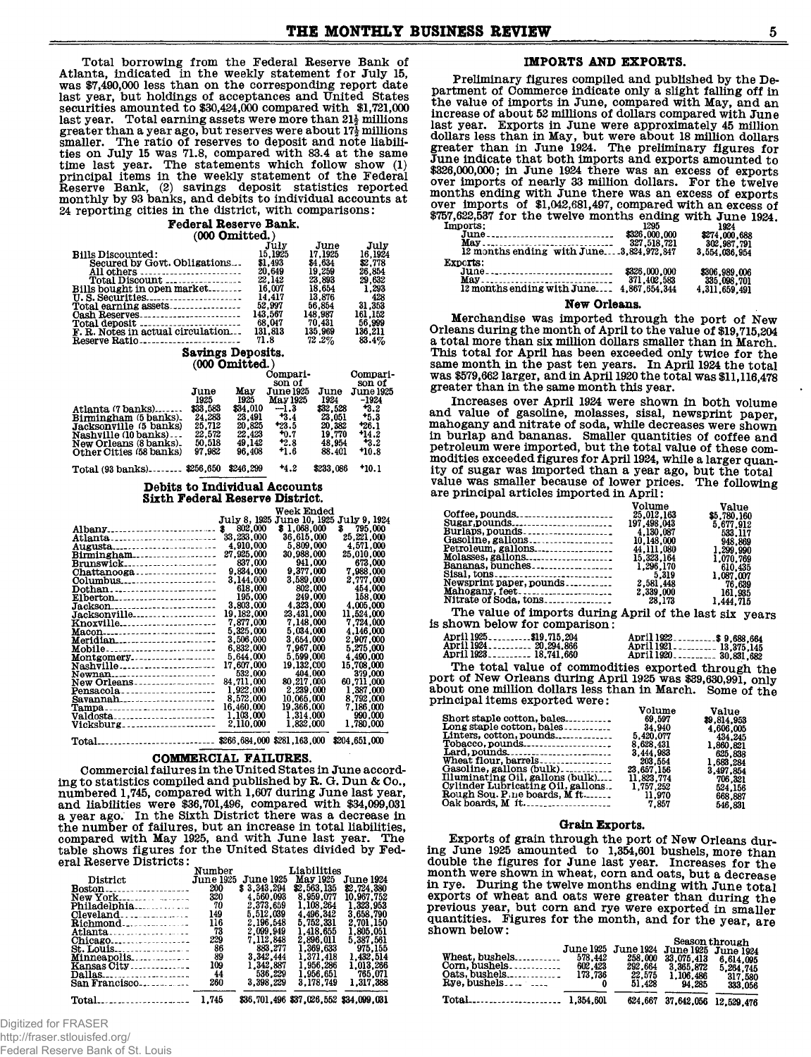Total borrowing from the Federal Reserve Bank of Atlanta, indicated in the weekly statement for July 15, was $7,490,000 less than on the corresponding report date last year, but holdings of acceptances and United States securities amounted to $30,424,000 compared with $1,721,000 last year. Total earning assets were more than 21½ millions greater than a year ago, but reserves were about 17½ millions smaller. The ratio of reserves to deposit and note liabilities on July 15 was 71.8, compared with 83.4 at the same time last year. The statements which follow show (1) principal items in the weekly statement of the Federal Reserve Bank, (2) savings deposit statistics reported monthly by 93 banks, and debits to individual accounts at 24 reporting cities in the district, with comparisons:

### Federal Reserve Bank.
(000 Omitted.)

| | July 15,1925 | June 17,1925 | July 16,1924 |
|---|---|---|---|
| Bills Discounted: | | | |
| Secured by Govt. Obligations | $1,493 | $4,634 | $2,778 |
| All others | 20,649 | 19,259 | 26,854 |
| Total Discount | 22,142 | 23,893 | 29,632 |
| Bills bought in open market | 16,007 | 18,654 | 1,293 |
| U. S. Securities | 14,417 | 13,876 | 428 |
| Total earning assets | 52,997 | 56,854 | 31,353 |
| Cash Reserves | 143,567 | 148,987 | 161,152 |
| Total deposit | 68,047 | 70,431 | 56,999 |
| F. R. Notes in actual circulation | 131,813 | 135,969 | 136,211 |
| Reserve Ratio | 71.8 | 72.2% | 83.4% |

### Savings Deposits.
(000 Omitted.)

| | June 1925 | May 1925 | Comparison of June 1925 May 1925 | June 1924 | Comparison of June 1925 -1924 |
|---|---|---|---|---|---|
| Atlanta (7 banks) | $33,583 | $34,010 | —1.3 | $32,528 | +3.2 |
| Birmingham (5 banks) | 24,288 | 23,491 | +3.4 | 23,051 | +5.3 |
| Jacksonville (5 banks) | 25,712 | 20,825 | +23.5 | 20,382 | +26.1 |
| Nashville (10 banks) | 22,572 | 22,423 | +0.7 | 19,770 | +14.2 |
| New Orleans (8 banks) | 50,518 | 49,142 | +2.8 | 48,954 | +3.2 |
| Other Cities (58 banks) | 97,982 | 96,408 | +1.6 | 88,401 | +10.8 |
| Total (93 banks) | $256,650 | $246,299 | +4.2 | $233,086 | +10.1 |

### Debits to Individual Accounts
### Sixth Federal Reserve District.

| | Week Ended July 8, 1925 | June 10, 1925 | July 9, 1924 |
|---|---|---|---|
| Albany | $ 802,000 | $ 1,068,000 | $ 795,000 |
| Atlanta | 33,233,000 | 36,615,000 | 25,221,000 |
| Augusta | 4,910,000 | 5,809,000 | 4,571,000 |
| Birmingham | 27,925,000 | 30,988,000 | 25,010,000 |
| Brunswick | 837,000 | 941,000 | 673,000 |
| Chattanooga | 9,834,000 | 9,377,000 | 7,988,000 |
| Columbus | 3,144,000 | 3,589,000 | 2,777,000 |
| Dothan | 618,000 | 802,000 | 454,000 |
| Elberton | 195,000 | 249,000 | 158,000 |
| Jackson | 3,803,000 | 4,323,000 | 4,005,000 |
| Jacksonville | 19,182,000 | 23,431,000 | 11,524,000 |
| Knoxville | 7,877,000 | 7,148,000 | 7,724,000 |
| Macon | 5,325,000 | 5,034,000 | 4,146,000 |
| Meridian | 3,506,000 | 3,654,000 | 2,907,000 |
| Mobile | 6,832,000 | 7,967,000 | 5,275,000 |
| Montgomery | 5,644,000 | 5,599,000 | 4,490,000 |
| Nashville | 17,607,000 | 19,132,000 | 15,708,000 |
| Newnan | 532,000 | 404,000 | 379,000 |
| New Orleans | 84,711,000 | 80,217,000 | 60,711,000 |
| Pensacola | 1,922,000 | 2,239,000 | 1,387,000 |
| Savannah | 8,572,000 | 10,065,000 | 8,792,000 |
| Tampa | 16,460,000 | 19,366,000 | 7,186,000 |
| Valdosta | 1,103,000 | 1,314,000 | 990,000 |
| Vicksburg | 2,110,000 | 1,832,000 | 1,780,000 |
| Total | $266,684,000 | $281,163,000 | $204,651,000 |

## COMMERCIAL FAILURES.

Commercial failures in the United States in June according to statistics compiled and published by R. G. Dun & Co., numbered 1,745, compared with 1,607 during June last year, and liabilities were $36,701,496, compared with $34,099,031 a year ago. In the Sixth District there was a decrease in the number of failures, but an increase in total liabilities, compared with May 1925, and with June last year. The table shows figures for the United States divided by Federal Reserve Districts:

| District | Number June 1925 | Liabilities June 1925 | May 1925 | June 1924 |
|---|---|---|---|---|
| Boston | 200 | $ 3,343,294 | $2,563,135 | $2,724,380 |
| New York | 320 | 4,560,093 | 8,959,077 | 10,967,752 |
| Philadelphia | 70 | 2,373,659 | 1,108,264 | 1,323,953 |
| Cleveland | 149 | 5,512,039 | 4,496,342 | 3,658,790 |
| Richmond | 116 | 2,196,548 | 5,752,331 | 2,701,150 |
| Atlanta | 73 | 2,099,949 | 1,418,655 | 1,805,051 |
| Chicago | 229 | 7,112,848 | 2,896,011 | 5,387,561 |
| St. Louis | 86 | 883,277 | 1,369,633 | 975,155 |
| Minneapolis | 89 | 3,342,444 | 1,371,418 | 1,432,514 |
| Kansas City | 109 | 1,342,887 | 1,956,286 | 1,013,266 |
| Dallas | 44 | 536,229 | 1,956,651 | 765,071 |
| San Francisco | 260 | 3,398,229 | 3,178,749 | 1,317,388 |
| Total | 1,745 | $36,701,496 | $37,026,552 | $34,099,031 |

## IMPORTS AND EXPORTS.

Preliminary figures compiled and published by the Department of Commerce indicate only a slight falling off in the value of imports in June, compared with May, and an increase of about 52 millions of dollars compared with June last year. Exports in June were approximately 45 million dollars less than in May, but were about 18 million dollars greater than in June 1924. The preliminary figures for June indicate that both imports and exports amounted to $326,000,000; in June 1924 there was an excess of exports over imports of nearly 33 million dollars. For the twelve months ending with June there was an excess of exports over imports of $1,042,681,497, compared with an excess of $757,622,537 for the twelve months ending with June 1924.

| | 1925 | 1924 |
|---|---|---|
| Imports: | | |
| June | $326,000,000 | $274,000,688 |
| May | 327,518,721 | 302,987,791 |
| 12 months ending with June | 3,824,972,847 | 3,554,036,954 |
| Exports: | | |
| June | $326,000,000 | $306,989,006 |
| May | 371,402,583 | 335,098,701 |
| 12 months ending with June | 4,867,654,344 | 4,311,659,491 |

### New Orleans.

Merchandise was imported through the port of New Orleans during the month of April to the value of $19,715,204 a total more than six million dollars smaller than in March. This total for April has been exceeded only twice for the same month in the past ten years. In April 1924 the total was $579,662 larger, and in April 1920 the total was $11,116,478 greater than in the same month this year.

Increases over April 1924 were shown in both volume and value of gasoline, molasses, sisal, newsprint paper, mahogany and nitrate of soda, while decreases were shown in burlap and bananas. Smaller quantities of coffee and petroleum were imported, but the total value of these commodities exceeded figures for April 1924, while a larger quantity of sugar was imported than a year ago, but the total value was smaller because of lower prices. The following are principal articles imported in April:

| | Volume | Value |
|---|---|---|
| Coffee, pounds | 25,012,163 | $5,780,160 |
| Sugar, pounds | 197,498,043 | 5,677,912 |
| Burlaps, pounds | 4,130,087 | 533,117 |
| Gasoline, gallons | 10,148,000 | 948,869 |
| Petroleum, gallons | 44,111,080 | 1,299,990 |
| Molasses, gallons | 15,323,164 | 1,070,769 |
| Bananas, bunches | 1,296,170 | 610,435 |
| Sisal, tons | 5,319 | 1,087,007 |
| Newsprint paper, pounds | 2,581,448 | 76,639 |
| Mahogany, feet | 2,339,000 | 161,935 |
| Nitrate of Soda, tons | 28,173 | 1,444,715 |

The value of imports during April of the last six years is shown below for comparison:

| | | | |
|---|---|---|---|
| April 1925 | $19,715,204 | April 1922 | $ 9,688,664 |
| April 1924 | 20,294,866 | April 1921 | 13,375,145 |
| April 1923 | 18,741,660 | April 1920 | 30,831,682 |

The total value of commodities exported through the port of New Orleans during April 1925 was $39,630,991, only about one million dollars less than in March. Some of the principal items exported were:

| | Volume | Value |
|---|---|---|
| Short staple cotton, bales | 69,597 | $9,814,953 |
| Long staple cotton, bales | 34,940 | 4,606,005 |
| Linters, cotton, pounds | 5,420,077 | 434,245 |
| Tobacco, pounds | 8,628,431 | 1,860,821 |
| Lard, pounds | 3,444,983 | 625,838 |
| Wheat flour, barrels | 203,554 | 1,683,284 |
| Gasoline, gallons (bulk) | 23,657,156 | 3,497,854 |
| Illuminating Oil, gallons (bulk) | 11,822,774 | 791,321 |
| Cylinder Lubricating Oil, gallons | 1,757,252 | 524,156 |
| Rough Sou. Pine boards, M ft. | 11,970 | 668,887 |
| Oak boards, M ft. | 7,857 | 546,831 |

### Grain Exports.

Exports of grain through the port of New Orleans during June 1925 amounted to 1,354,601 bushels, more than double the figures for June last year. Increases for the month were shown in wheat, corn and oats, but a decrease in rye. During the twelve months ending with June total exports of wheat and oats were greater than during the previous year, but corn and rye were exported in smaller quantities. Figures for the month, and for the year, are shown below:

| | June 1925 | June 1924 | Season through June 1925 | June 1924 |
|---|---|---|---|---|
| Wheat, bushels | 578,442 | 258,000 | 33,075,413 | 6,614,095 |
| Corn, bushels | 602,423 | 292,664 | 3,365,872 | 5,264,745 |
| Oats, bushels | 173,736 | 22,575 | 1,106,486 | 317,580 |
| Rye, bushels | 0 | 51,428 | 94,285 | 333,056 |
| Total | 1,354,601 | 624,667 | 37,642,056 | 12,529,476 |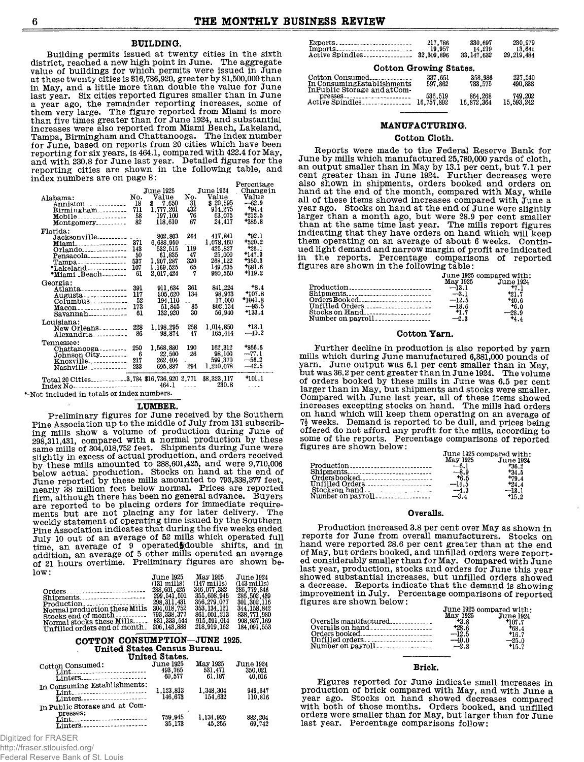## BUILDING.

Building permits issued at twenty cities in the sixth district, reached a new high point in June. The aggregate value of buildings for which permits were issued in June at these twenty cities is $16,736,920, greater by $1,500,000 than in May, and a little more than double the value for June last year. Six cities reported figures smaller than in June a year ago, the remainder reporting increases, some of them very large. The figure reported from Miami is more than five times greater than for June 1924, and substantial increases were also reported from Miami Beach, Lakeland, Tampa, Birmingham and Chattanooga. The index number for June, based on reports from 20 cities which have been reporting for six years, is 464.1, compared with 422.4 for May, and with 230.8 for June last year. Detailed figures for the reporting cities are shown in the following table, and index numbers are on page 8:

| | June 1925 No. | June 1925 Value | June 1924 No. | June 1924 Value | Percentage Change in Value |
|---|---|---|---|---|---|
| **Alabama:** | | | | | |
| Anniston | 18 | $ 7,650 | 31 | $ 20,595 | —62.9 |
| Birmingham | 711 | 1,777,201 | 432 | 914,275 | +94.4 |
| Mobile | 58 | 197,100 | 76 | 63,075 | +212.5 |
| Montgomery | 82 | 118,610 | 67 | 24,417 | +385.8 |
| **Florida:** | | | | | |
| Jacksonville | .... | 802,803 | 264 | 417,841 | +92.1 |
| Miami | 371 | 6,688,950 | .... | 1,078,460 | +520.2 |
| Orlando | 143 | 532,515 | 119 | 425,827 | +25.1 |
| Pensacola | 50 | 61,835 | 47 | 25,000 | +147.3 |
| Tampa | 537 | 1,207,287 | 320 | 268,122 | +350.3 |
| *Lakeland | 107 | 1,169,525 | 65 | 149,635 | +681.6 |
| *Miami Beach | 61 | 2,017,424 | 7 | 920,550 | +119.2 |
| **Georgia:** | | | | | |
| Atlanta | 391 | 911,634 | 361 | 841,224 | +8.4 |
| Augusta | 117 | 205,620 | 134 | 98,973 | +107.8 |
| Columbus | 52 | 194,110 | .... | 17,000 | +1041.8 |
| Macon | 173 | 51,845 | 85 | 802,134 | —93.5 |
| Savannah | 61 | 132,920 | 30 | 56,940 | +133.4 |
| **Louisiana:** | | | | | |
| New Orleans | 228 | 1,198,295 | 258 | 1,014,850 | +18.1 |
| Alexandria | 86 | 98,874 | 47 | 165,414 | —40.2 |
| **Tennessee:** | | | | | |
| Chattanooga | 250 | 1,568,880 | 190 | 162,312 | +866.6 |
| Johnson City | 6 | 22,500 | 26 | 98,100 | —77.1 |
| Knoxville | 217 | 262,404 | .... | 599,370 | —56.2 |
| Nashville | 233 | 695,887 | 294 | 1,210,078 | —42.5 |
| Total 20 Cities | 3,784 | $16,736,920 | 2,771 | $8,323,117 | +101.1 |
| Index No. | .... | 464.1 | .... | 230.8 | .... |

*—Not included in totals or index numbers.

## LUMBER.

Preliminary figures for June received by the Southern Pine Association up to the middle of July from 131 subscribing mills show a volume of production during June of 298,311,431, compared with a normal production by these same mills of 304,018,752 feet. Shipments during June were slightly in excess of actual production, and orders received by these mills amounted to 288,601,425, and were 9,710,006 below actual production. Stocks on hand at the end of June reported by these mills amounted to 793,338,377 feet, nearly 38 million feet below normal. Prices are reported firm, although there has been no general advance. Buyers are reported to be placing orders for immediate requirements but are not placing any for later delivery. The weekly statement of operating time issued by the Southern Pine Association indicates that during the five weeks ended July 10 out of an average of 52 mills which operated full time, an average of 9 operated double shifts, and in addition, an average of 5 other mills operated an average of 21 hours overtime. Preliminary figures are shown below:

| | June 1925 (131 mills) | May 1925 (147 mills) | June 1924 (143 mills) |
|---|---|---|---|
| Orders | 288,601,425 | 346,077,382 | 286,779,846 |
| Shipments | 299,541,501 | 355,608,946 | 286,502,439 |
| Production | 298,311,431 | 356,279,077 | 301,302,116 |
| Normal production these Mills | 304,018,752 | 353,134,121 | 344,158,842 |
| Stocks end of month | 793,338,377 | 861,001,213 | 838,771,980 |
| Normal stocks these Mills | 831,333,544 | 915,591,014 | 908,937,169 |
| Unfilled orders end of month | 206,143,888 | 218,919,162 | 184,091,553 |

## COTTON CONSUMPTION—JUNE 1925.

### United States Census Bureau.

#### United States.

| | June 1925 | May 1925 | June 1924 |
|---|---|---|---|
| Cotton Consumed: | | | |
| Lint | 493,765 | 531,471 | 350,021 |
| Linters | 60,577 | 61,187 | 40,016 |
| In Consuming Establishments: | | | |
| Lint | 1,123,813 | 1,348,304 | 949,647 |
| Linters | 146,673 | 154,632 | 110,816 |
| In Public Storage and at Compresses: | | | |
| Lint | 759,945 | 1,134,920 | 882,204 |
| Linters | 35,173 | 45,255 | 69,742 |
| Exports | 217,786 | 330,697 | 230,979 |
| Imports | 19,957 | 14,219 | 13,641 |
| Active Spindles | 32,309,896 | 33,147,632 | 29,219,484 |

#### Cotton Growing States.

| | June 1925 | May 1925 | June 1924 |
|---|---|---|---|
| Cotton Consumed | 337,651 | 358,986 | 237,240 |
| In Consuming Establishments | 597,862 | 733,575 | 490,838 |
| In Public Storage and at Compresses | 536,519 | 864,268 | 749,202 |
| Active Spindles | 16,757,892 | 16,872,364 | 15,593,242 |

## MANUFACTURING.

### Cotton Cloth.

Reports were made to the Federal Reserve Bank for June by mills which manufactured 25,780,000 yards of cloth, an output smaller than in May by 13.1 per cent, but 7.1 per cent greater than in June 1924. Further decreases were also shown in shipments, orders booked and orders on hand at the end of the month, compared with May, while all of these items showed increases compared with June a year ago. Stocks on hand at the end of June were slightly larger than a month ago, but were 28.9 per cent smaller than at the same time last year. The mills report figures indicating that they have orders on hand which will keep them operating on an average of about 6 weeks. Continued light demand and narrow margin of profit are indicated in the reports. Percentage comparisons of reported figures are shown in the following table:

| | June 1925 compared with: May 1925 | June 1924 |
|---|---|---|
| Production | —13.1 | +7.1 |
| Shipments | —3.1 | +21.7 |
| Orders Booked | —12.5 | +40.6 |
| Unfilled Orders | —18.6 | +6.0 |
| Stocks on Hand | +1.7 | —28.9 |
| Number on payroll | —2.3 | +4.4 |

### Cotton Yarn.

Further decline in production is also reported by yarn mills which during June manufactured 6,381,000 pounds of yarn. June output was 6.1 per cent smaller than in May, but was 36.2 per cent greater than in June 1924. The volume of orders booked by these mills in June was 6.5 per cent larger than in May, but shipments and stocks were smaller. Compared with June last year, all of these items showed increases excepting stocks on hand. The mills had orders on hand which will keep them operating on an average of 7½ weeks. Demand is reported to be dull, and prices being offered do not afford any profit for the mills, according to some of the reports. Percentage comparisons of reported figures are shown below:

| | June 1925 compared with: May 1925 | June 1924 |
|---|---|---|
| Production | —6.1 | +36.2 |
| Shipments | —8.9 | +34.5 |
| Orders booked | +6.5 | +79.4 |
| Unfilled Orders | —14.5 | +24.4 |
| Stocks on hand | —4.3 | —13.1 |
| Number on payroll | —3.4 | +15.2 |

### Overalls.

Production increased 3.8 per cent over May as shown in reports for June from overall manufacturers. Stocks on hand were reported 28.6 per cent greater than at the end of May, but orders booked, and unfilled orders were reported considerably smaller than for May. Compared with June last year, production, stocks and orders for June this year showed substantial increases, but unfilled orders showed a decrease. Reports indicate that the demand is showing improvement in July. Percentage comparisons of reported figures are shown below:

| | June 1925 compared with: May 1925 | June 1924 |
|---|---|---|
| Overalls manufactured | +3.8 | +107.7 |
| Overalls on hand | +28.6 | +68.4 |
| Orders booked | —12.5 | +16.7 |
| Unfilled orders | —40.0 | —25.0 |
| Number on payroll | —2.8 | +15.7 |

### Brick.

Figures reported for June indicate small increases in production of brick compared with May, and with June a year ago. Stocks on hand showed decreases compared with both of those months. Orders booked, and unfilled orders were smaller than for May, but larger than for June last year. Percentage comparisons follow: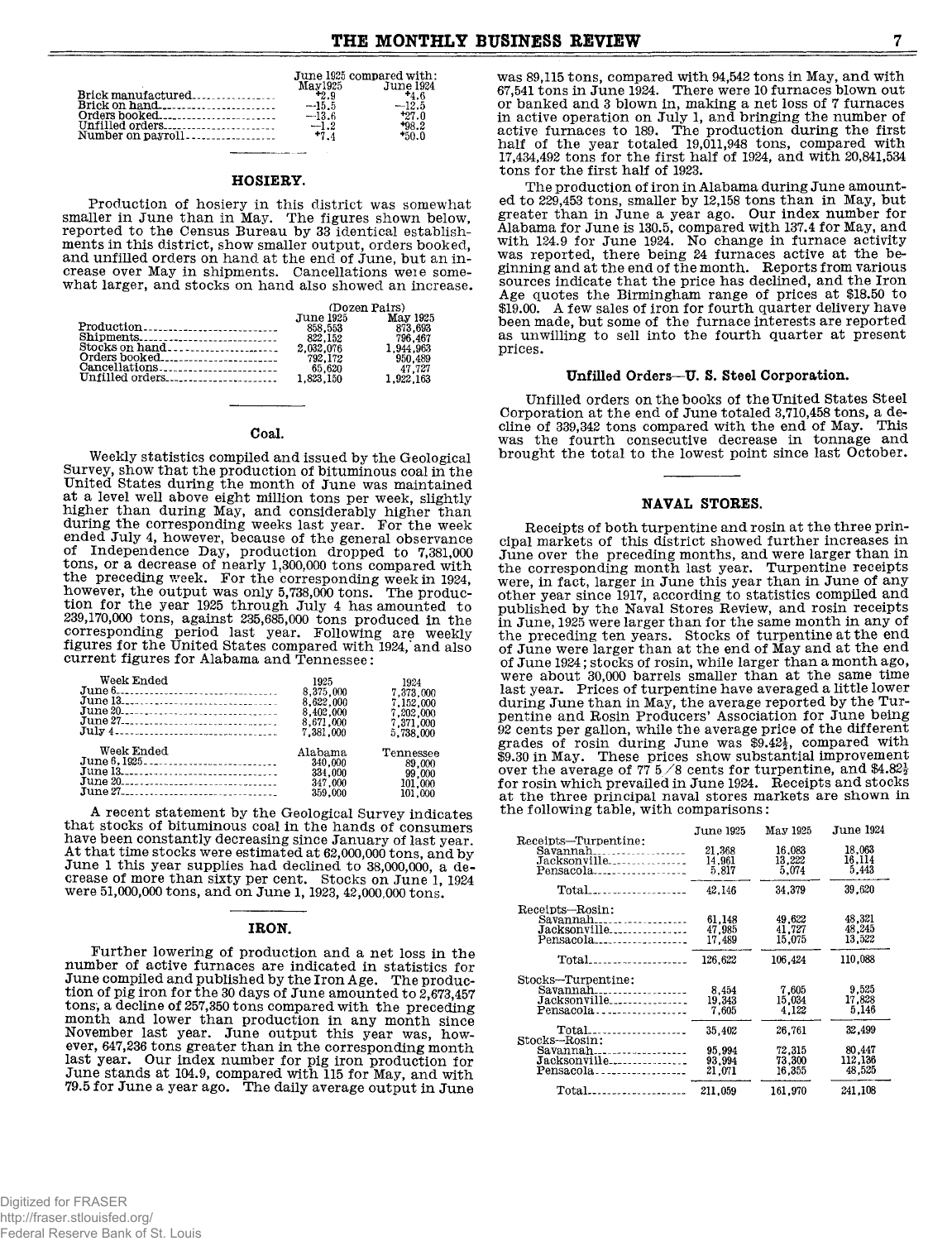| | June 1925 compared with: | |
|---|---|---|
| | May 1925 | June 1924 |
| Brick manufactured | +2.9 | +4.6 |
| Brick on hand | −15.5 | −12.5 |
| Orders booked | −13.6 | +27.0 |
| Unfilled orders | −1.2 | +98.2 |
| Number on payroll | +7.4 | +50.0 |

## HOSIERY.

Production of hosiery in this district was somewhat smaller in June than in May. The figures shown below, reported to the Census Bureau by 33 identical establishments in this district, show smaller output, orders booked, and unfilled orders on hand at the end of June, but an increase over May in shipments. Cancellations were somewhat larger, and stocks on hand also showed an increase.

| | (Dozen Pairs) | |
|---|---|---|
| | June 1925 | May 1925 |
| Production | 858,553 | 873,693 |
| Shipments | 822,152 | 796,467 |
| Stocks on hand | 2,032,076 | 1,944,963 |
| Orders booked | 792,172 | 950,489 |
| Cancellations | 65,620 | 47,727 |
| Unfilled orders | 1,823,150 | 1,922,163 |

### Coal.

Weekly statistics compiled and issued by the Geological Survey, show that the production of bituminous coal in the United States during the month of June was maintained at a level well above eight million tons per week, slightly higher than during May, and considerably higher than during the corresponding weeks last year. For the week ended July 4, however, because of the general observance of Independence Day, production dropped to 7,381,000 tons, or a decrease of nearly 1,300,000 tons compared with the preceding week. For the corresponding week in 1924, however, the output was only 5,738,000 tons. The production for the year 1925 through July 4 has amounted to 239,170,000 tons, against 235,685,000 tons produced in the corresponding period last year. Following are weekly figures for the United States compared with 1924, and also current figures for Alabama and Tennessee:

| Week Ended | 1925 | 1924 |
|---|---|---|
| June 6 | 8,375,000 | 7,373,000 |
| June 13 | 8,622,000 | 7,152,000 |
| June 20 | 8,402,000 | 7,202,000 |
| June 27 | 8,671,000 | 7,371,000 |
| July 4 | 7,381,000 | 5,738,000 |

| Week Ended | Alabama | Tennessee |
|---|---|---|
| June 6, 1925 | 340,000 | 89,000 |
| June 13 | 334,000 | 99,000 |
| June 20 | 347,000 | 101,000 |
| June 27 | 359,000 | 101,000 |

A recent statement by the Geological Survey indicates that stocks of bituminous coal in the hands of consumers have been constantly decreasing since January of last year. At that time stocks were estimated at 62,000,000 tons, and by June 1 this year supplies had declined to 38,000,000, a decrease of more than sixty per cent. Stocks on June 1, 1924 were 51,000,000 tons, and on June 1, 1923, 42,000,000 tons.

## IRON.

Further lowering of production and a net loss in the number of active furnaces are indicated in statistics for June compiled and published by the Iron Age. The production of pig iron for the 30 days of June amounted to 2,673,457 tons, a decline of 257,350 tons compared with the preceding month and lower than production in any month since November last year. June output this year was, however, 647,236 tons greater than in the corresponding month last year. Our index number for pig iron production for June stands at 104.9, compared with 115 for May, and with 79.5 for June a year ago. The daily average output in June was 89,115 tons, compared with 94,542 tons in May, and with 67,541 tons in June 1924. There were 10 furnaces blown out or banked and 3 blown in, making a net loss of 7 furnaces in active operation on July 1, and bringing the number of active furnaces to 189. The production during the first half of the year totaled 19,011,948 tons, compared with 17,434,492 tons for the first half of 1924, and with 20,841,534 tons for the first half of 1923.

The production of iron in Alabama during June amounted to 229,453 tons, smaller by 12,158 tons than in May, but greater than in June a year ago. Our index number for Alabama for June is 130.5, compared with 137.4 for May, and with 124.9 for June 1924. No change in furnace activity was reported, there being 24 furnaces active at the beginning and at the end of the month. Reports from various sources indicate that the price has declined, and the Iron Age quotes the Birmingham range of prices at $18.50 to $19.00. A few sales of iron for fourth quarter delivery have been made, but some of the furnace interests are reported as unwilling to sell into the fourth quarter at present prices.

### Unfilled Orders—U. S. Steel Corporation.

Unfilled orders on the books of the United States Steel Corporation at the end of June totaled 3,710,458 tons, a decline of 339,342 tons compared with the end of May. This was the fourth consecutive decrease in tonnage and brought the total to the lowest point since last October.

## NAVAL STORES.

Receipts of both turpentine and rosin at the three principal markets of this district showed further increases in June over the preceding months, and were larger than in the corresponding month last year. Turpentine receipts were, in fact, larger in June this year than in June of any other year since 1917, according to statistics compiled and published by the Naval Stores Review, and rosin receipts in June, 1925 were larger than for the same month in any of the preceding ten years. Stocks of turpentine at the end of June were larger than at the end of May and at the end of June 1924; stocks of rosin, while larger than a month ago, were about 30,000 barrels smaller than at the same time last year. Prices of turpentine have averaged a little lower during June than in May, the average reported by the Turpentine and Rosin Producers' Association for June being 92 cents per gallon, while the average price of the different grades of rosin during June was $9.42½, compared with $9.30 in May. These prices show substantial improvement over the average of 77 5/8 cents for turpentine, and $4.82½ for rosin which prevailed in June 1924. Receipts and stocks at the three principal naval stores markets are shown in the following table, with comparisons:

| | June 1925 | May 1925 | June 1924 |
|---|---|---|---|
| **Receipts—Turpentine:** | | | |
| Savannah | 21,368 | 16,083 | 18,063 |
| Jacksonville | 14,961 | 13,222 | 16,114 |
| Pensacola | 5,817 | 5,074 | 5,443 |
| Total | 42,146 | 34,379 | 39,620 |
| **Receipts—Rosin:** | | | |
| Savannah | 61,148 | 49,622 | 48,321 |
| Jacksonville | 47,985 | 41,727 | 48,245 |
| Pensacola | 17,489 | 15,075 | 13,522 |
| Total | 126,622 | 106,424 | 110,088 |
| **Stocks—Turpentine:** | | | |
| Savannah | 8,454 | 7,605 | 9,525 |
| Jacksonville | 19,343 | 15,034 | 17,828 |
| Pensacola | 7,605 | 4,122 | 5,146 |
| Total | 35,402 | 26,761 | 32,499 |
| **Stocks—Rosin:** | | | |
| Savannah | 95,994 | 72,315 | 80,447 |
| Jacksonville | 93,994 | 73,300 | 112,136 |
| Pensacola | 21,071 | 16,355 | 48,525 |
| Total | 211,059 | 161,970 | 241,108 |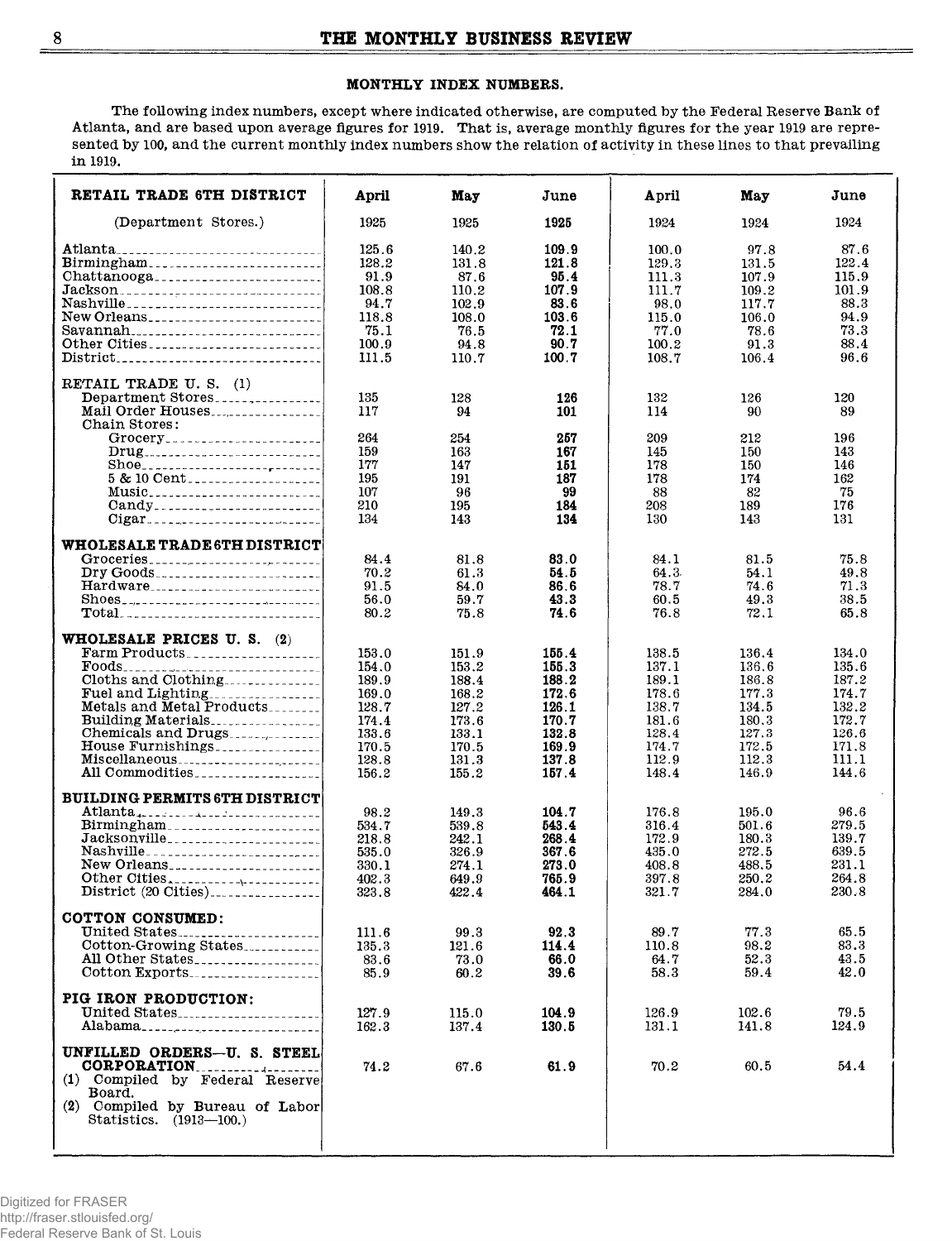## MONTHLY INDEX NUMBERS.

The following index numbers, except where indicated otherwise, are computed by the Federal Reserve Bank of Atlanta, and are based upon average figures for 1919. That is, average monthly figures for the year 1919 are represented by 100, and the current monthly index numbers show the relation of activity in these lines to that prevailing in 1919.

| RETAIL TRADE 6TH DISTRICT | April | May | June | April | May | June |
|---|---|---|---|---|---|---|
| (Department Stores.) | 1925 | 1925 | 1925 | 1924 | 1924 | 1924 |
| Atlanta | 125.6 | 140.2 | **109.9** | 100.0 | 97.8 | 87.6 |
| Birmingham | 128.2 | 131.8 | **121.8** | 129.3 | 131.5 | 122.4 |
| Chattanooga | 91.9 | 87.6 | **95.4** | 111.3 | 107.9 | 115.9 |
| Jackson | 108.8 | 110.2 | **107.9** | 111.7 | 109.2 | 101.9 |
| Nashville | 94.7 | 102.9 | **83.6** | 98.0 | 117.7 | 88.3 |
| New Orleans | 118.8 | 108.0 | **103.6** | 115.0 | 106.0 | 94.9 |
| Savannah | 75.1 | 76.5 | **72.1** | 77.0 | 78.6 | 73.3 |
| Other Cities | 100.9 | 94.8 | **90.7** | 100.2 | 91.3 | 88.4 |
| District | 111.5 | 110.7 | **100.7** | 108.7 | 106.4 | 96.6 |
| **RETAIL TRADE U. S. (1)** | | | | | | |
| Department Stores | 135 | 128 | **126** | 132 | 126 | 120 |
| Mail Order Houses | 117 | 94 | **101** | 114 | 90 | 89 |
| Chain Stores: | | | | | | |
| Grocery | 264 | 254 | **257** | 209 | 212 | 196 |
| Drug | 159 | 163 | **167** | 145 | 150 | 143 |
| Shoe | 177 | 147 | **151** | 178 | 150 | 146 |
| 5 & 10 Cent | 195 | 191 | **187** | 178 | 174 | 162 |
| Music | 107 | 96 | **99** | 88 | 82 | 75 |
| Candy | 210 | 195 | **184** | 208 | 189 | 176 |
| Cigar | 134 | 143 | **134** | 130 | 143 | 131 |
| **WHOLESALE TRADE 6TH DISTRICT** | | | | | | |
| Groceries | 84.4 | 81.8 | **83.0** | 84.1 | 81.5 | 75.8 |
| Dry Goods | 70.2 | 61.3 | **54.5** | 64.3 | 54.1 | 49.8 |
| Hardware | 91.5 | 84.0 | **86.6** | 78.7 | 74.6 | 71.3 |
| Shoes | 56.0 | 59.7 | **43.3** | 60.5 | 49.3 | 38.5 |
| Total | 80.2 | 75.8 | **74.6** | 76.8 | 72.1 | 65.8 |
| **WHOLESALE PRICES U. S. (2)** | | | | | | |
| Farm Products | 153.0 | 151.9 | **155.4** | 138.5 | 136.4 | 134.0 |
| Foods | 154.0 | 153.2 | **155.3** | 137.1 | 136.6 | 135.6 |
| Cloths and Clothing | 189.9 | 188.4 | **188.2** | 189.1 | 186.8 | 187.2 |
| Fuel and Lighting | 169.0 | 168.2 | **172.6** | 178.6 | 177.3 | 174.7 |
| Metals and Metal Products | 128.7 | 127.2 | **126.1** | 138.7 | 134.5 | 132.2 |
| Building Materials | 174.4 | 173.6 | **170.7** | 181.6 | 180.3 | 172.7 |
| Chemicals and Drugs | 133.6 | 133.1 | **132.8** | 128.4 | 127.3 | 126.6 |
| House Furnishings | 170.5 | 170.5 | **169.9** | 174.7 | 172.5 | 171.8 |
| Miscellaneous | 128.8 | 131.3 | **137.8** | 112.9 | 112.3 | 111.1 |
| All Commodities | 156.2 | 155.2 | **157.4** | 148.4 | 146.9 | 144.6 |
| **BUILDING PERMITS 6TH DISTRICT** | | | | | | |
| Atlanta | 98.2 | 149.3 | **104.7** | 176.8 | 195.0 | 96.6 |
| Birmingham | 534.7 | 539.8 | **543.4** | 316.4 | 501.6 | 279.5 |
| Jacksonville | 218.8 | 242.1 | **268.4** | 172.9 | 180.3 | 139.7 |
| Nashville | 535.0 | 326.9 | **367.6** | 435.0 | 272.5 | 639.5 |
| New Orleans | 330.1 | 274.1 | **273.0** | 408.8 | 488.5 | 231.1 |
| Other Cities | 402.3 | 649.9 | **765.9** | 397.8 | 250.2 | 264.8 |
| District (20 Cities) | 323.8 | 422.4 | **464.1** | 321.7 | 284.0 | 230.8 |
| **COTTON CONSUMED:** | | | | | | |
| United States | 111.6 | 99.3 | **92.3** | 89.7 | 77.3 | 65.5 |
| Cotton-Growing States | 135.3 | 121.6 | **114.4** | 110.8 | 98.2 | 83.3 |
| All Other States | 83.6 | 73.0 | **66.0** | 64.7 | 52.3 | 43.5 |
| Cotton Exports | 85.9 | 60.2 | **39.6** | 58.3 | 59.4 | 42.0 |
| **PIG IRON PRODUCTION:** | | | | | | |
| United States | 127.9 | 115.0 | **104.9** | 126.9 | 102.6 | 79.5 |
| Alabama | 162.3 | 137.4 | **130.5** | 131.1 | 141.8 | 124.9 |
| **UNFILLED ORDERS—U. S. STEEL CORPORATION** | 74.2 | 67.6 | **61.9** | 70.2 | 60.5 | 54.4 |

(1) Compiled by Federal Reserve Board.
(2) Compiled by Bureau of Labor Statistics. (1913—100.)